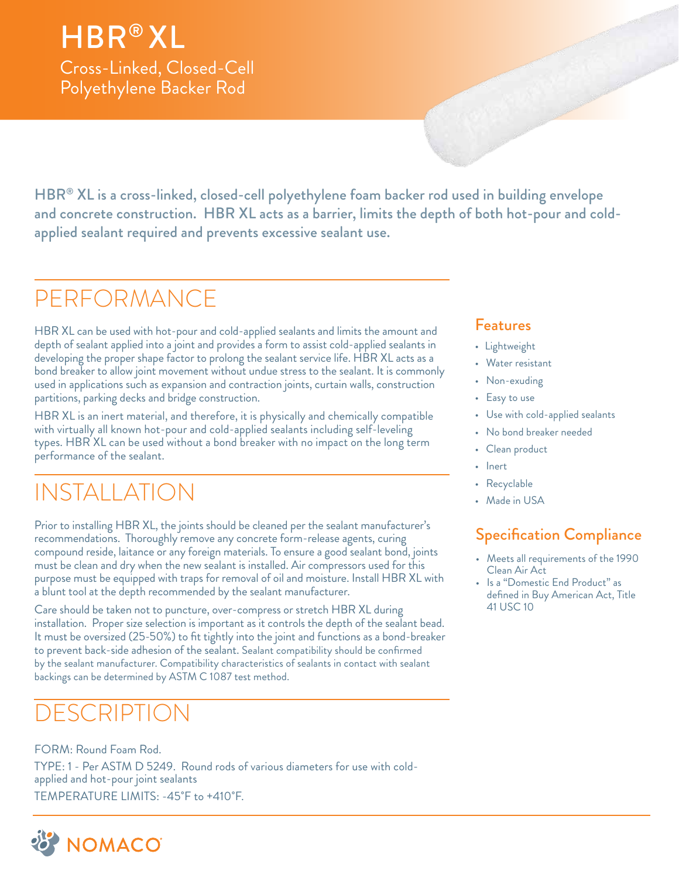# HBR® XL

## Cross-Linked, Closed-Cell Polyethylene Backer Rod

**HBR® XL is a cross-linked, closed-cell polyethylene foam backer rod used in building envelope and concrete construction. HBR XL acts as a barrier, limits the depth of both hot-pour and cold-applied sealant required and prevents excessive sealant use.**

## PERFORMANCE

HBR XL can be used with hot-pour and cold-applied sealants and limits the amount and depth of sealant applied into a joint and provides a form to assist cold-applied sealants in developing the proper shape factor to prolong the sealant service life. HBR XL acts as a bond breaker to allow joint movement without undue stress to the sealant. It is commonly used in applications such as expansion and contraction joints, curtain walls, construction partitions, parking decks and bridge construction.

HBR XL is an inert material, and therefore, it is physically and chemically compatible with virtually all known hot-pour and cold-applied sealants including self-leveling types. HBR XL can be used without a bond breaker with no impact on the long term performance of the sealant.

## INSTALLATION

Prior to installing HBR XL, the joints should be cleaned per the sealant manufacturer's recommendations. Thoroughly remove any concrete form-release agents, curing compound reside, laitance or any foreign materials. To ensure a good sealant bond, joints must be clean and dry when the new sealant is installed. Air compressors used for this purpose must be equipped with traps for removal of oil and moisture. Install HBR XL with a blunt tool at the depth recommended by the sealant manufacturer.

Care should be taken not to puncture, over-compress or stretch HBR XL during installation. Proper size selection is important as it controls the depth of the sealant bead. It must be oversized (25-50%) to fit tightly into the joint and functions as a bond-breaker to prevent back-side adhesion of the sealant. Sealant compatibility should be confirmed by the sealant manufacturer. Compatibility characteristics of sealants in contact with sealant backings can be determined by ASTM C 1087 test method.

## DESCRIPTION

FORM: Round Foam Rod.

TYPE: 1 - Per ASTM D 5249. Round rods of various diameters for use with cold-applied and hot-pour joint sealants

TEMPERATURE LIMITS: -45°F to +410°F.

### Features

- Lightweight
- Water resistant
- Non-exuding
- Easy to use
- Use with cold-applied sealants
- No bond breaker needed
- Clean product
- Inert
- Recyclable
- Made in USA

### Specification Compliance

- Meets all requirements of the 1990 Clean Air Act
- Is a "Domestic End Product" as defined in Buy American Act, Title 41 USC 10

NOMACO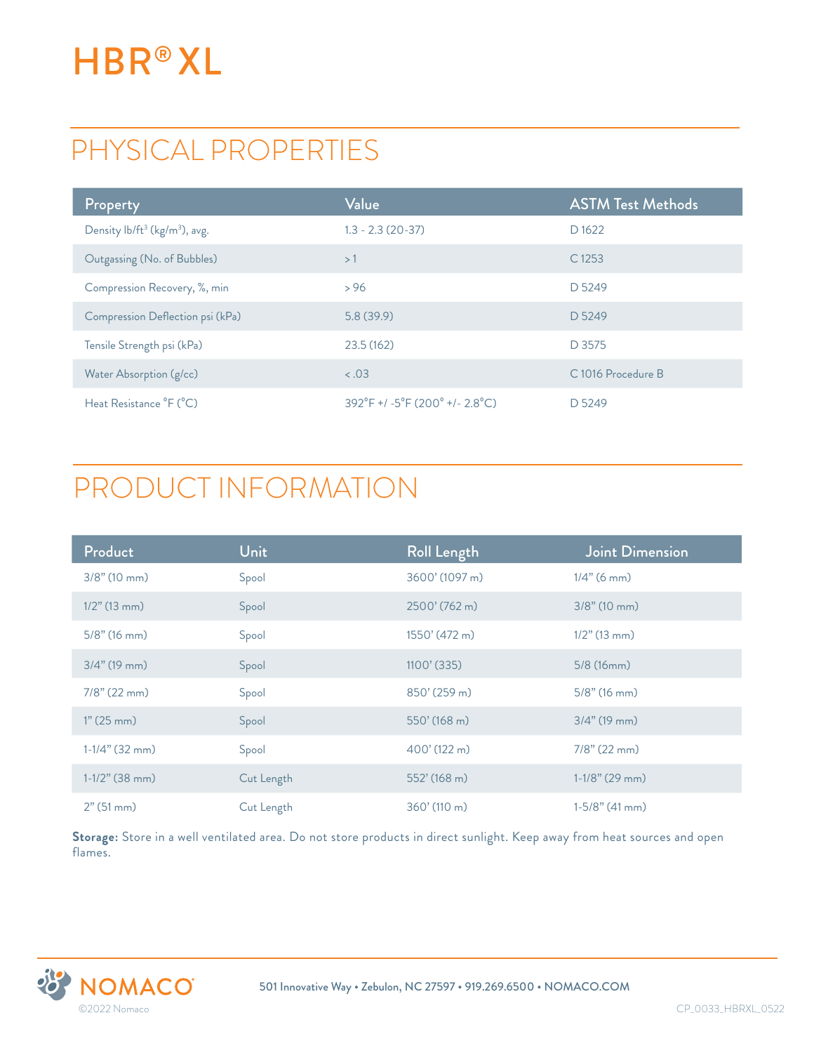# HBR® XL

## PHYSICAL PROPERTIES

| Property | Value | ASTM Test Methods |
|---|---|---|
| Density lb/ft$^3$ (kg/m$^3$), avg. | 1.3 - 2.3 (20-37) | D 1622 |
| Outgassing (No. of Bubbles) | > 1 | C 1253 |
| Compression Recovery, %, min | > 96 | D 5249 |
| Compression Deflection psi (kPa) | 5.8 (39.9) | D 5249 |
| Tensile Strength psi (kPa) | 23.5 (162) | D 3575 |
| Water Absorption (g/cc) | < .03 | C 1016 Procedure B |
| Heat Resistance °F (°C) | 392°F +/ -5°F (200° +/- 2.8°C) | D 5249 |

## PRODUCT INFORMATION

| Product | Unit | Roll Length | Joint Dimension |
|---|---|---|---|
| 3/8" (10 mm) | Spool | 3600' (1097 m) | 1/4" (6 mm) |
| 1/2" (13 mm) | Spool | 2500' (762 m) | 3/8" (10 mm) |
| 5/8" (16 mm) | Spool | 1550' (472 m) | 1/2" (13 mm) |
| 3/4" (19 mm) | Spool | 1100' (335) | 5/8 (16mm) |
| 7/8" (22 mm) | Spool | 850' (259 m) | 5/8" (16 mm) |
| 1" (25 mm) | Spool | 550' (168 m) | 3/4" (19 mm) |
| 1-1/4" (32 mm) | Spool | 400' (122 m) | 7/8" (22 mm) |
| 1-1/2" (38 mm) | Cut Length | 552' (168 m) | 1-1/8" (29 mm) |
| 2" (51 mm) | Cut Length | 360' (110 m) | 1-5/8" (41 mm) |

**Storage:** Store in a well ventilated area. Do not store products in direct sunlight. Keep away from heat sources and open flames.

NOMACO

501 Innovative Way • Zebulon, NC 27597 • 919.269.6500 • NOMACO.COM

©2022 Nomaco

CP_0033_HBRXL_0522